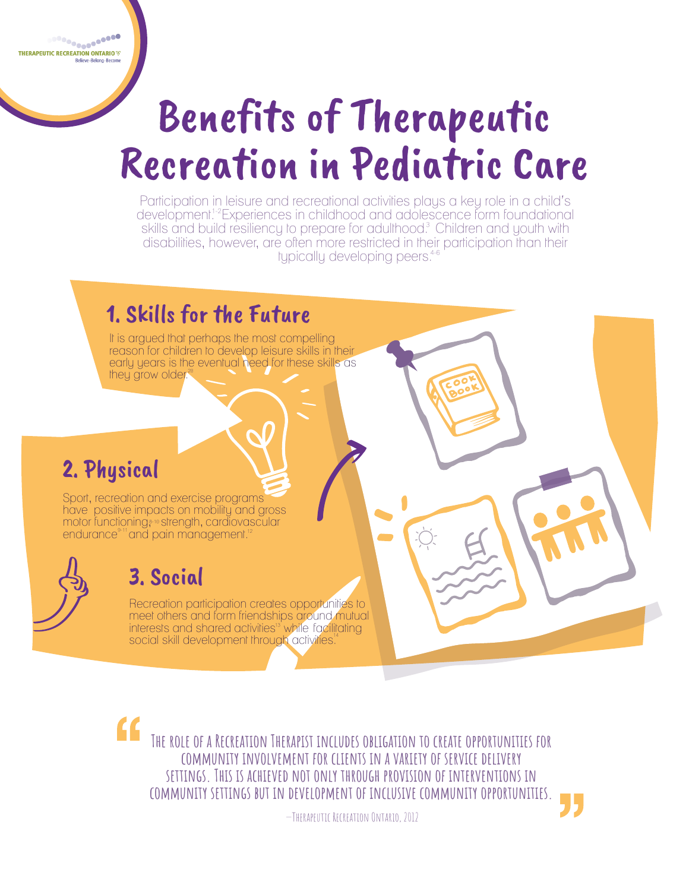THERAPEUTIC RECREATION ONTARIO
Believe · Belong · Become

# Benefits of Therapeutic Recreation in Pediatric Care

Participation in leisure and recreational activities plays a key role in a child's development.[1-2] Experiences in childhood and adolescence form foundational skills and build resiliency to prepare for adulthood.[3] Children and youth with disabilities, however, are often more restricted in their participation than their typically developing peers.[4-6]

## 1. Skills for the Future

It is argued that perhaps the most compelling reason for children to develop leisure skills in their early years is the eventual need for these skills as they grow older.[20]

## 2. Physical

Sport, recreation and exercise programs have positive impacts on mobility and gross motor functioning,[8-10] strength, cardiovascular endurance[9-11] and pain management.[12]

## 3. Social

Recreation participation creates opportunities to meet others and form friendships around mutual interests and shared activities[13] while facilitating social skill development through activities.[14]

> "The role of a Recreation Therapist includes obligation to create opportunities for community involvement for clients in a variety of service delivery settings. This is achieved not only through provision of interventions in community settings but in development of inclusive community opportunities."
>
> —Therapeutic Recreation Ontario, 2012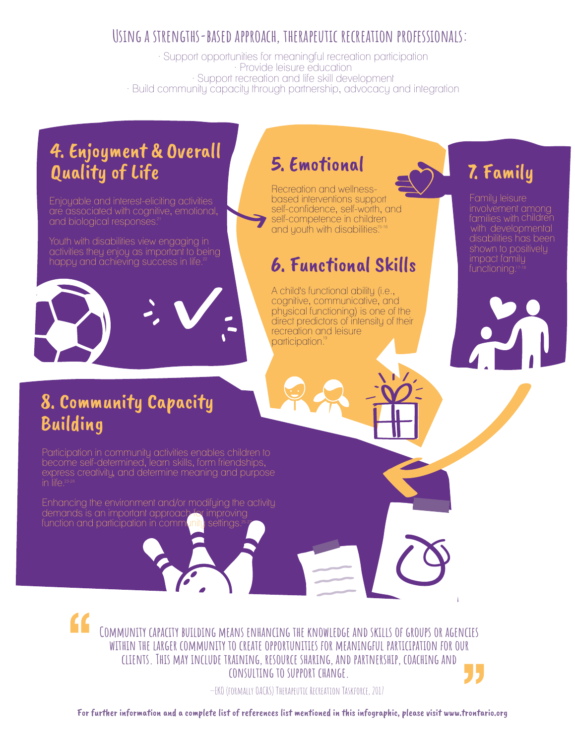## Using a strengths-based approach, therapeutic recreation professionals:

- Support opportunities for meaningful recreation participation
- Provide leisure education
- Support recreation and life skill development
- Build community capacity through partnership, advocacy and integration

## 4. Enjoyment & Overall Quality of Life

Enjoyable and interest-eliciting activities are associated with cognitive, emotional, and biological responses.[21]

Youth with disabilities view engaging in activities they enjoy as important to being happy and achieving success in life.[22]

## 5. Emotional

Recreation and wellness-based interventions support self-confidence, self-worth, and self-competence in children and youth with disabilities.[15-16]

## 6. Functional Skills

A child's functional ability (i.e., cognitive, communicative, and physical functioning) is one of the direct predictors of intensity of their recreation and leisure participation.[19]

## 7. Family

Family leisure involvement among families with children with developmental disabilities has been shown to positively impact family functioning.[17-18]

## 8. Community Capacity Building

Participation in community activities enables children to become self-determined, learn skills, form friendships, express creativity, and determine meaning and purpose in life.[23-24]

Enhancing the environment and/or modifying the activity demands is an important approach for improving function and participation in community settings.[25-27]

> "Community capacity building means enhancing the knowledge and skills of groups or agencies within the larger community to create opportunities for meaningful participation for our clients. This may include training, resource sharing, and partnership, coaching and consulting to support change."
>
> —EKO (formally OACRS) Therapeutic Recreation Taskforce, 2017

**For further information and a complete list of references list mentioned in this infographic, please visit www.trontario.org**